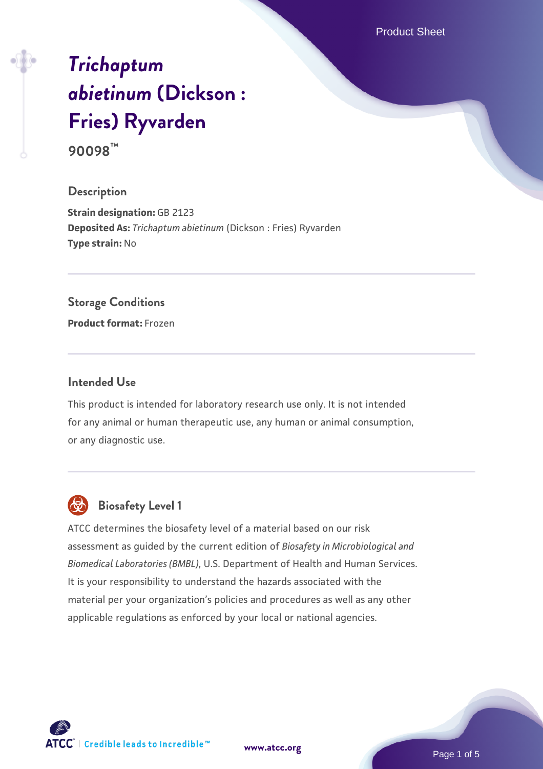# *Trichaptum abietinum* (Dickson : Fries) Ryvarden

**90098™**

## Description

**Strain designation:** GB 2123
**Deposited As:** *Trichaptum abietinum* (Dickson : Fries) Ryvarden
**Type strain:** No

## Storage Conditions

**Product format:** Frozen

## Intended Use

This product is intended for laboratory research use only. It is not intended for any animal or human therapeutic use, any human or animal consumption, or any diagnostic use.

## Biosafety Level 1

ATCC determines the biosafety level of a material based on our risk assessment as guided by the current edition of *Biosafety in Microbiological and Biomedical Laboratories (BMBL)*, U.S. Department of Health and Human Services. It is your responsibility to understand the hazards associated with the material per your organization's policies and procedures as well as any other applicable regulations as enforced by your local or national agencies.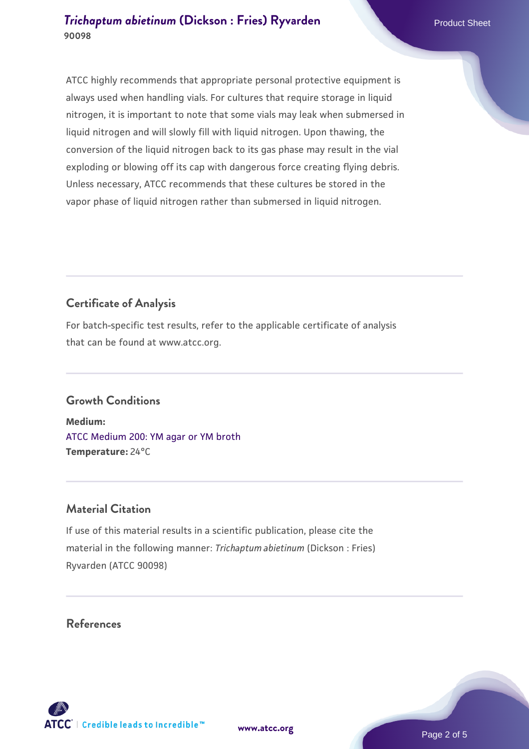ATCC highly recommends that appropriate personal protective equipment is always used when handling vials. For cultures that require storage in liquid nitrogen, it is important to note that some vials may leak when submersed in liquid nitrogen and will slowly fill with liquid nitrogen. Upon thawing, the conversion of the liquid nitrogen back to its gas phase may result in the vial exploding or blowing off its cap with dangerous force creating flying debris. Unless necessary, ATCC recommends that these cultures be stored in the vapor phase of liquid nitrogen rather than submersed in liquid nitrogen.

## Certificate of Analysis

For batch-specific test results, refer to the applicable certificate of analysis that can be found at www.atcc.org.

## Growth Conditions

**Medium:**
ATCC Medium 200: YM agar or YM broth
**Temperature:** 24°C

## Material Citation

If use of this material results in a scientific publication, please cite the material in the following manner: *Trichaptum abietinum* (Dickson : Fries) Ryvarden (ATCC 90098)

## References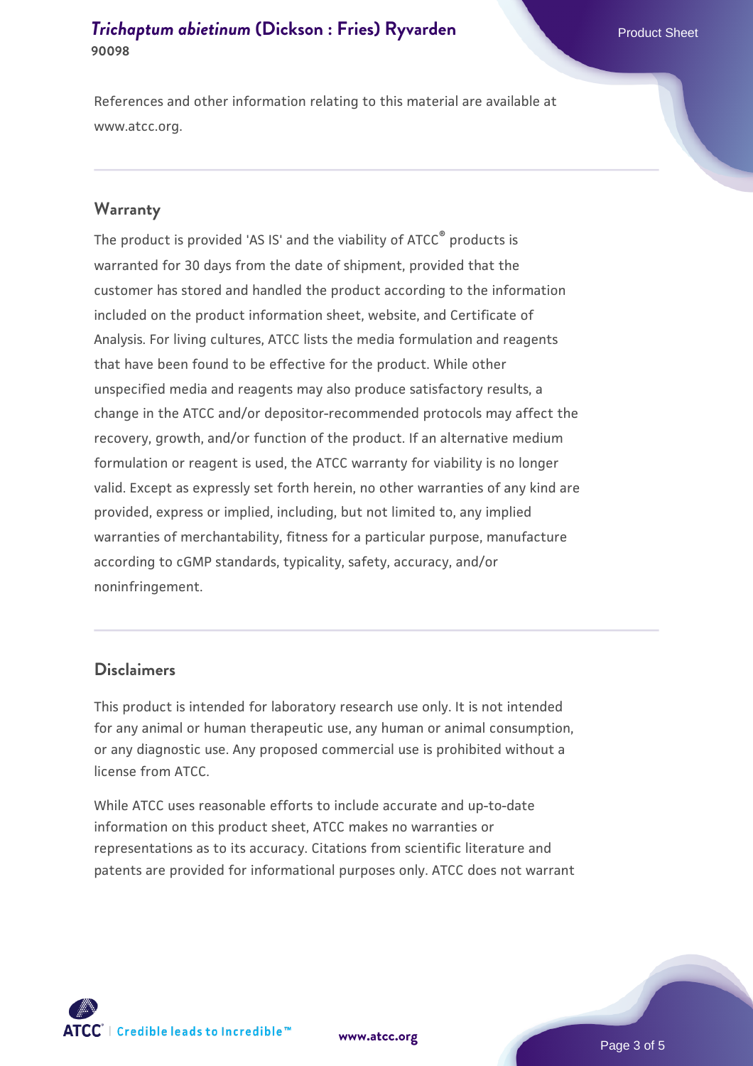References and other information relating to this material are available at www.atcc.org.

## Warranty

The product is provided 'AS IS' and the viability of ATCC® products is warranted for 30 days from the date of shipment, provided that the customer has stored and handled the product according to the information included on the product information sheet, website, and Certificate of Analysis. For living cultures, ATCC lists the media formulation and reagents that have been found to be effective for the product. While other unspecified media and reagents may also produce satisfactory results, a change in the ATCC and/or depositor-recommended protocols may affect the recovery, growth, and/or function of the product. If an alternative medium formulation or reagent is used, the ATCC warranty for viability is no longer valid. Except as expressly set forth herein, no other warranties of any kind are provided, express or implied, including, but not limited to, any implied warranties of merchantability, fitness for a particular purpose, manufacture according to cGMP standards, typicality, safety, accuracy, and/or noninfringement.

## Disclaimers

This product is intended for laboratory research use only. It is not intended for any animal or human therapeutic use, any human or animal consumption, or any diagnostic use. Any proposed commercial use is prohibited without a license from ATCC.

While ATCC uses reasonable efforts to include accurate and up-to-date information on this product sheet, ATCC makes no warranties or representations as to its accuracy. Citations from scientific literature and patents are provided for informational purposes only. ATCC does not warrant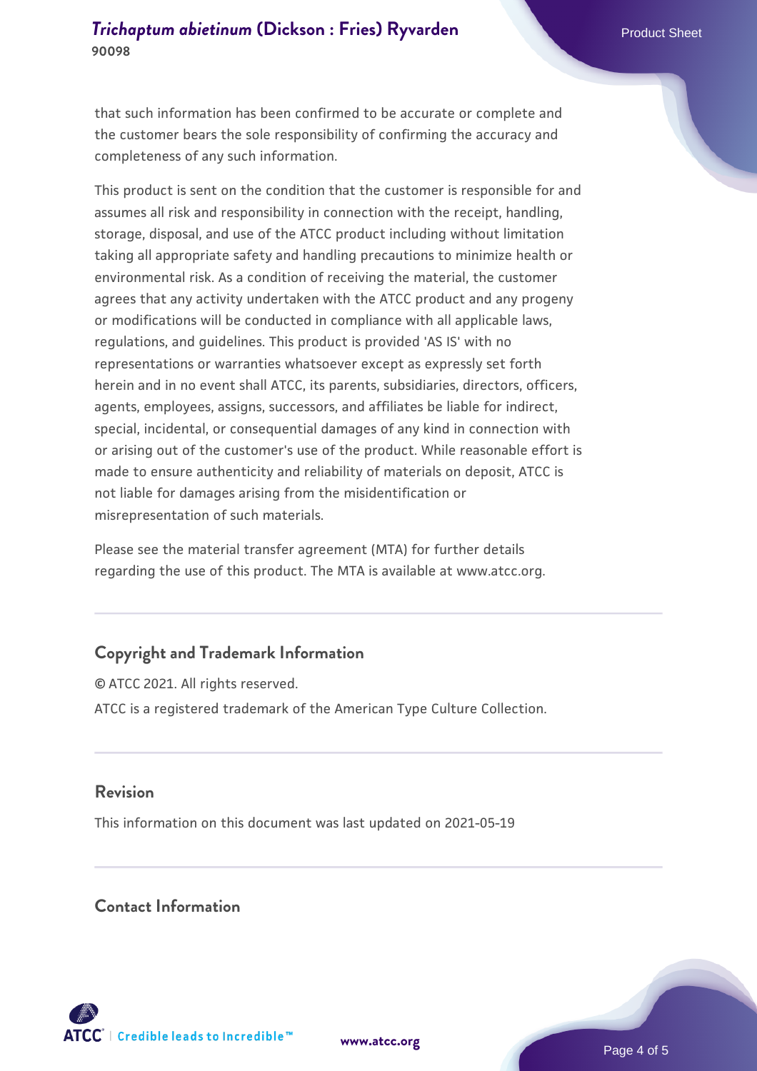that such information has been confirmed to be accurate or complete and the customer bears the sole responsibility of confirming the accuracy and completeness of any such information.

This product is sent on the condition that the customer is responsible for and assumes all risk and responsibility in connection with the receipt, handling, storage, disposal, and use of the ATCC product including without limitation taking all appropriate safety and handling precautions to minimize health or environmental risk. As a condition of receiving the material, the customer agrees that any activity undertaken with the ATCC product and any progeny or modifications will be conducted in compliance with all applicable laws, regulations, and guidelines. This product is provided 'AS IS' with no representations or warranties whatsoever except as expressly set forth herein and in no event shall ATCC, its parents, subsidiaries, directors, officers, agents, employees, assigns, successors, and affiliates be liable for indirect, special, incidental, or consequential damages of any kind in connection with or arising out of the customer's use of the product. While reasonable effort is made to ensure authenticity and reliability of materials on deposit, ATCC is not liable for damages arising from the misidentification or misrepresentation of such materials.

Please see the material transfer agreement (MTA) for further details regarding the use of this product. The MTA is available at www.atcc.org.

## Copyright and Trademark Information

© ATCC 2021. All rights reserved.

ATCC is a registered trademark of the American Type Culture Collection.

## Revision

This information on this document was last updated on 2021-05-19

## Contact Information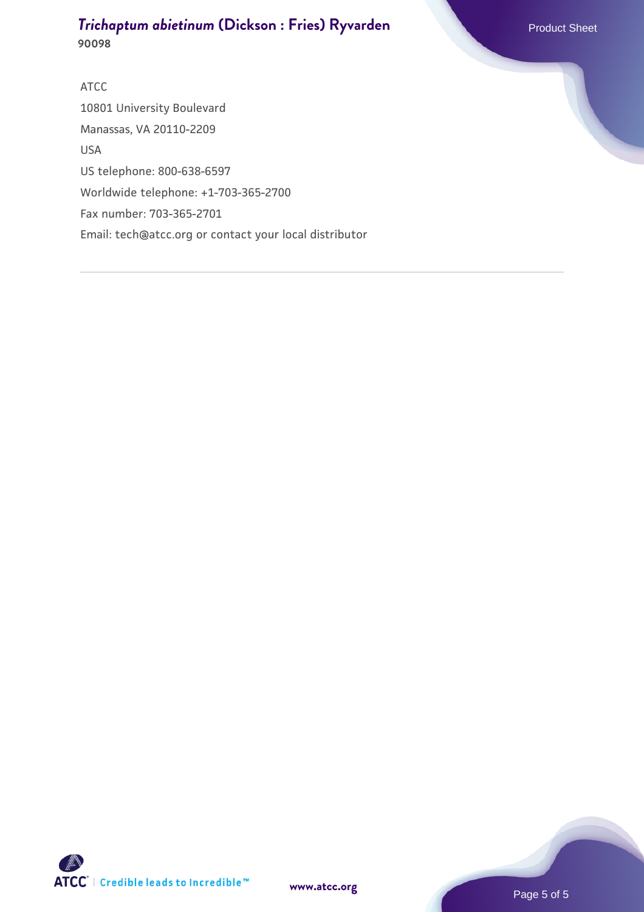ATCC

10801 University Boulevard

Manassas, VA 20110-2209

USA

US telephone: 800-638-6597

Worldwide telephone: +1-703-365-2700

Fax number: 703-365-2701

Email: tech@atcc.org or contact your local distributor